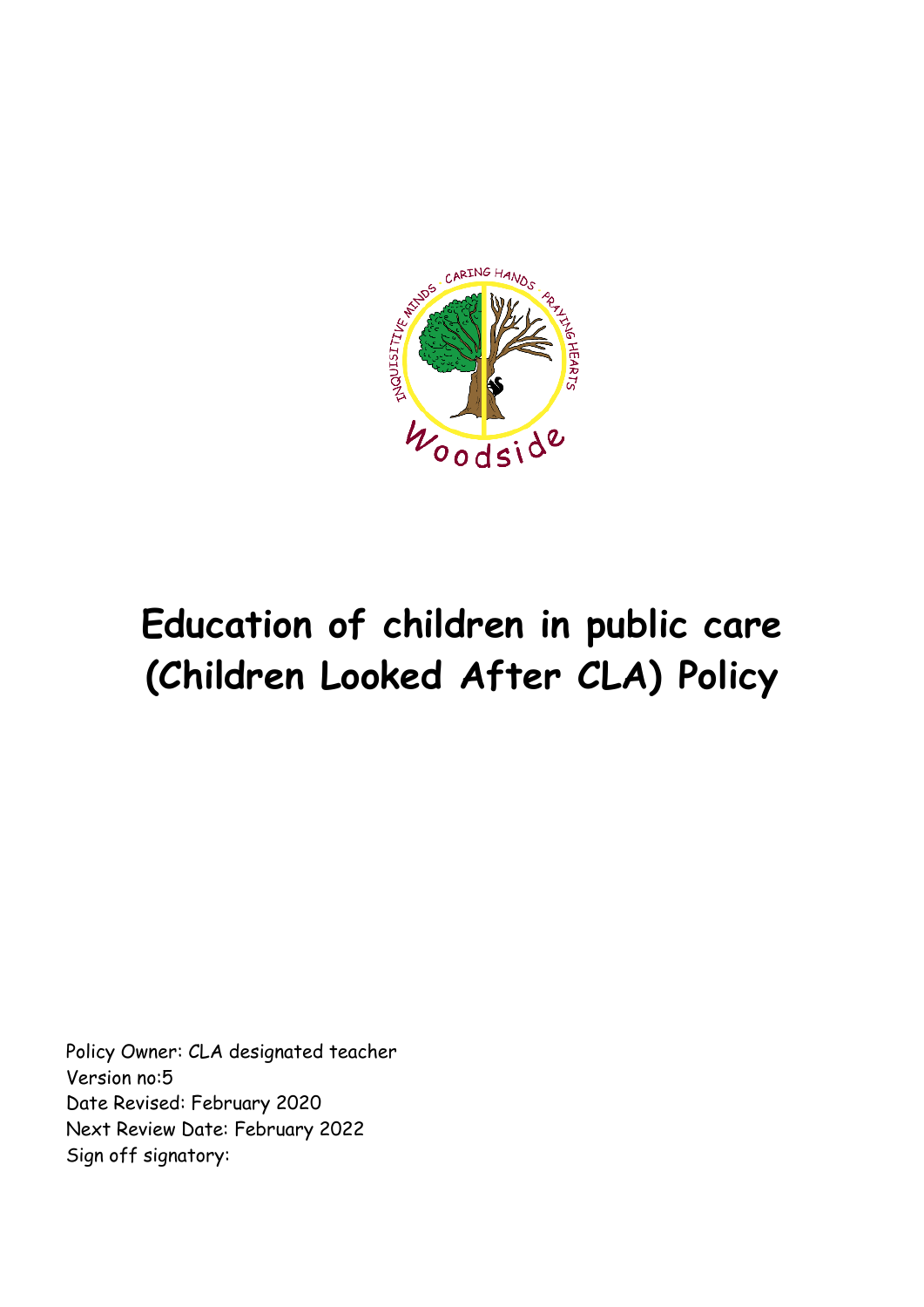# Education of children in public care (Children Looked After CLA) Policy

Policy Owner: CLA designated teacher
Version no:5
Date Revised: February 2020
Next Review Date: February 2022
Sign off signatory: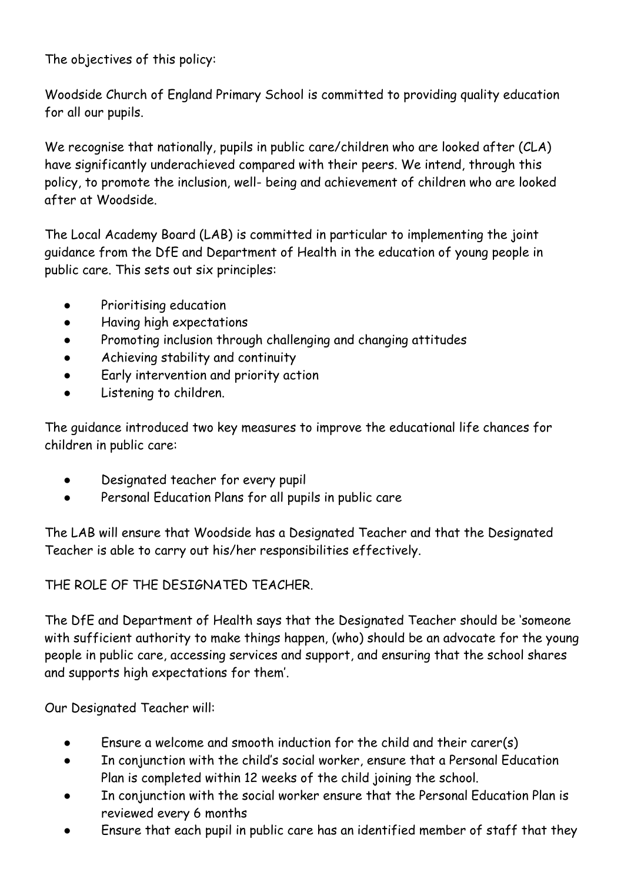The objectives of this policy:

Woodside Church of England Primary School is committed to providing quality education for all our pupils.

We recognise that nationally, pupils in public care/children who are looked after (CLA) have significantly underachieved compared with their peers. We intend, through this policy, to promote the inclusion, well- being and achievement of children who are looked after at Woodside.

The Local Academy Board (LAB) is committed in particular to implementing the joint guidance from the DfE and Department of Health in the education of young people in public care. This sets out six principles:

- Prioritising education
- Having high expectations
- Promoting inclusion through challenging and changing attitudes
- Achieving stability and continuity
- Early intervention and priority action
- Listening to children.

The guidance introduced two key measures to improve the educational life chances for children in public care:

- Designated teacher for every pupil
- Personal Education Plans for all pupils in public care

The LAB will ensure that Woodside has a Designated Teacher and that the Designated Teacher is able to carry out his/her responsibilities effectively.

THE ROLE OF THE DESIGNATED TEACHER.

The DfE and Department of Health says that the Designated Teacher should be 'someone with sufficient authority to make things happen, (who) should be an advocate for the young people in public care, accessing services and support, and ensuring that the school shares and supports high expectations for them'.

Our Designated Teacher will:

- Ensure a welcome and smooth induction for the child and their carer(s)
- In conjunction with the child's social worker, ensure that a Personal Education Plan is completed within 12 weeks of the child joining the school.
- In conjunction with the social worker ensure that the Personal Education Plan is reviewed every 6 months
- Ensure that each pupil in public care has an identified member of staff that they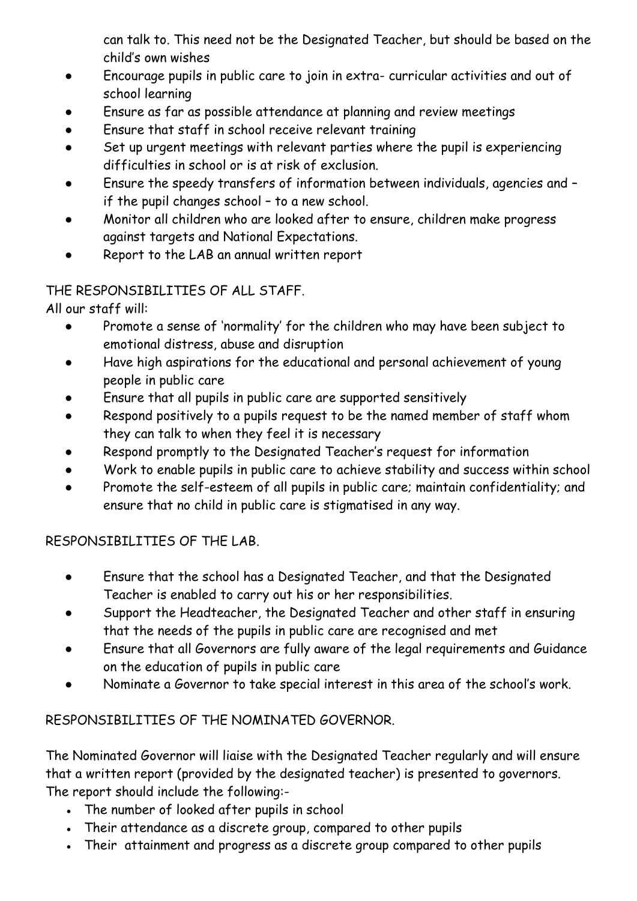can talk to. This need not be the Designated Teacher, but should be based on the child's own wishes

- Encourage pupils in public care to join in extra- curricular activities and out of school learning
- Ensure as far as possible attendance at planning and review meetings
- Ensure that staff in school receive relevant training
- Set up urgent meetings with relevant parties where the pupil is experiencing difficulties in school or is at risk of exclusion.
- Ensure the speedy transfers of information between individuals, agencies and – if the pupil changes school – to a new school.
- Monitor all children who are looked after to ensure, children make progress against targets and National Expectations.
- Report to the LAB an annual written report

THE RESPONSIBILITIES OF ALL STAFF.

All our staff will:

- Promote a sense of 'normality' for the children who may have been subject to emotional distress, abuse and disruption
- Have high aspirations for the educational and personal achievement of young people in public care
- Ensure that all pupils in public care are supported sensitively
- Respond positively to a pupils request to be the named member of staff whom they can talk to when they feel it is necessary
- Respond promptly to the Designated Teacher's request for information
- Work to enable pupils in public care to achieve stability and success within school
- Promote the self-esteem of all pupils in public care; maintain confidentiality; and ensure that no child in public care is stigmatised in any way.

RESPONSIBILITIES OF THE LAB.

- Ensure that the school has a Designated Teacher, and that the Designated Teacher is enabled to carry out his or her responsibilities.
- Support the Headteacher, the Designated Teacher and other staff in ensuring that the needs of the pupils in public care are recognised and met
- Ensure that all Governors are fully aware of the legal requirements and Guidance on the education of pupils in public care
- Nominate a Governor to take special interest in this area of the school's work.

RESPONSIBILITIES OF THE NOMINATED GOVERNOR.

The Nominated Governor will liaise with the Designated Teacher regularly and will ensure that a written report (provided by the designated teacher) is presented to governors. The report should include the following:-

- The number of looked after pupils in school
- Their attendance as a discrete group, compared to other pupils
- Their attainment and progress as a discrete group compared to other pupils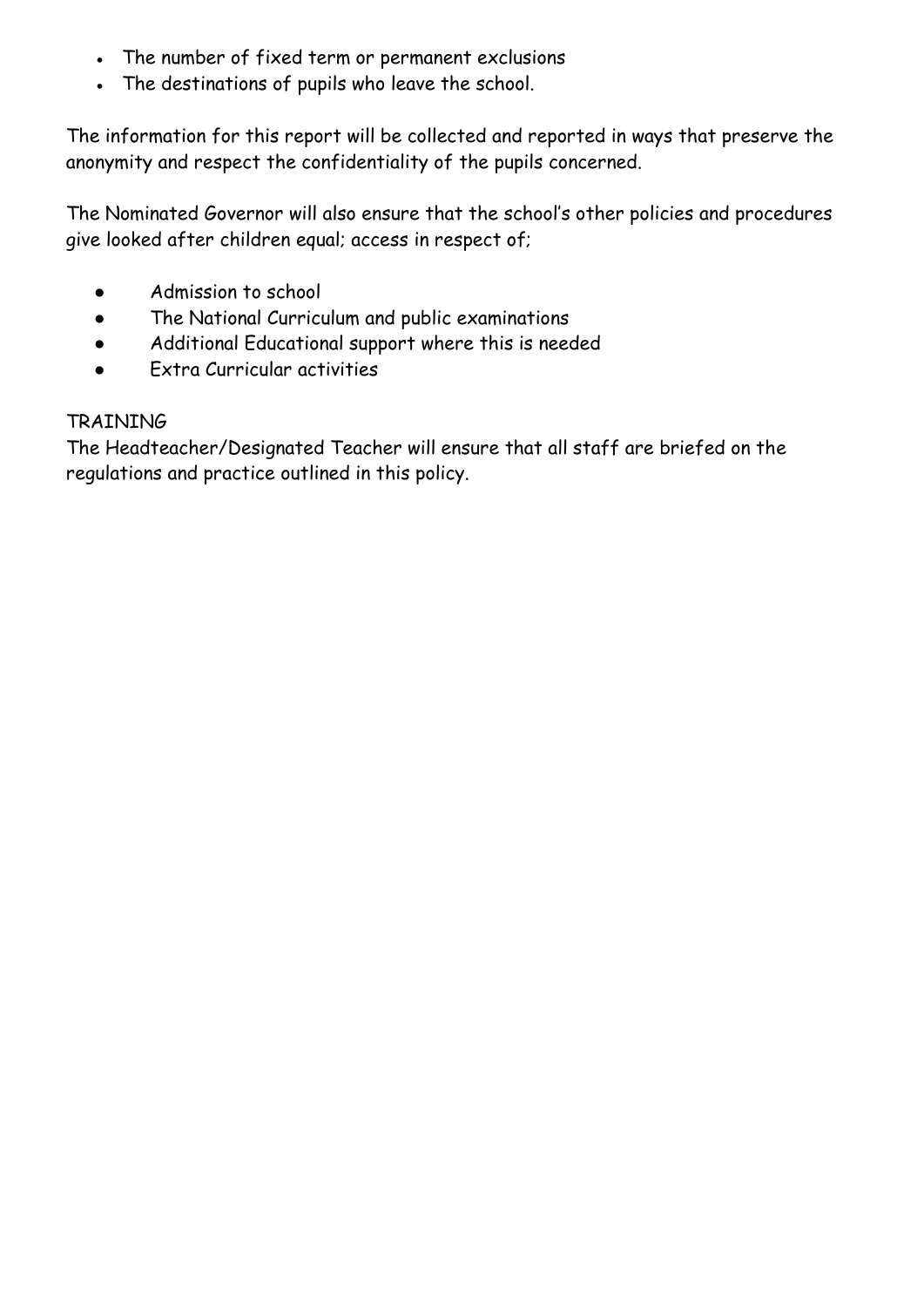- The number of fixed term or permanent exclusions
- The destinations of pupils who leave the school.

The information for this report will be collected and reported in ways that preserve the anonymity and respect the confidentiality of the pupils concerned.

The Nominated Governor will also ensure that the school's other policies and procedures give looked after children equal; access in respect of;

- Admission to school
- The National Curriculum and public examinations
- Additional Educational support where this is needed
- Extra Curricular activities

TRAINING

The Headteacher/Designated Teacher will ensure that all staff are briefed on the regulations and practice outlined in this policy.